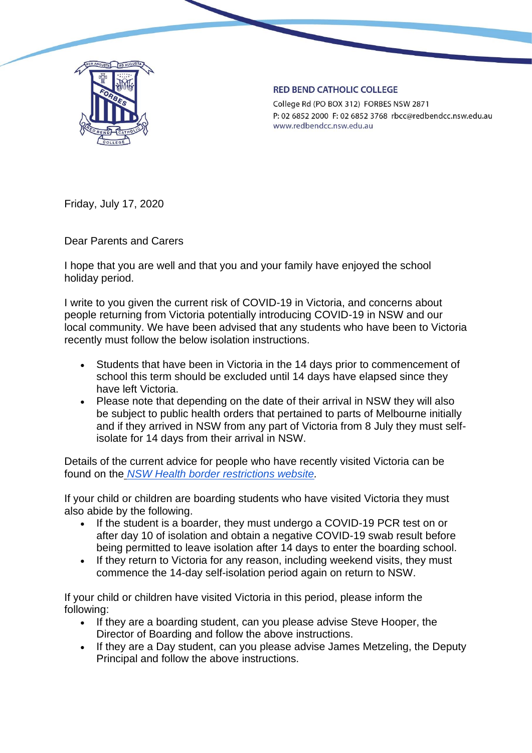**RED BEND CATHOLIC COLLEGE**
College Rd (PO BOX 312) FORBES NSW 2871
P: 02 6852 2000 F: 02 6852 3768 rbcc@redbendcc.nsw.edu.au
www.redbendcc.nsw.edu.au

Friday, July 17, 2020

Dear Parents and Carers

I hope that you are well and that you and your family have enjoyed the school holiday period.

I write to you given the current risk of COVID-19 in Victoria, and concerns about people returning from Victoria potentially introducing COVID-19 in NSW and our local community. We have been advised that any students who have been to Victoria recently must follow the below isolation instructions.

- Students that have been in Victoria in the 14 days prior to commencement of school this term should be excluded until 14 days have elapsed since they have left Victoria.
- Please note that depending on the date of their arrival in NSW they will also be subject to public health orders that pertained to parts of Melbourne initially and if they arrived in NSW from any part of Victoria from 8 July they must self-isolate for 14 days from their arrival in NSW.

Details of the current advice for people who have recently visited Victoria can be found on the *NSW Health border restrictions website.*

If your child or children are boarding students who have visited Victoria they must also abide by the following.

- If the student is a boarder, they must undergo a COVID-19 PCR test on or after day 10 of isolation and obtain a negative COVID-19 swab result before being permitted to leave isolation after 14 days to enter the boarding school.
- If they return to Victoria for any reason, including weekend visits, they must commence the 14-day self-isolation period again on return to NSW.

If your child or children have visited Victoria in this period, please inform the following:

- If they are a boarding student, can you please advise Steve Hooper, the Director of Boarding and follow the above instructions.
- If they are a Day student, can you please advise James Metzeling, the Deputy Principal and follow the above instructions.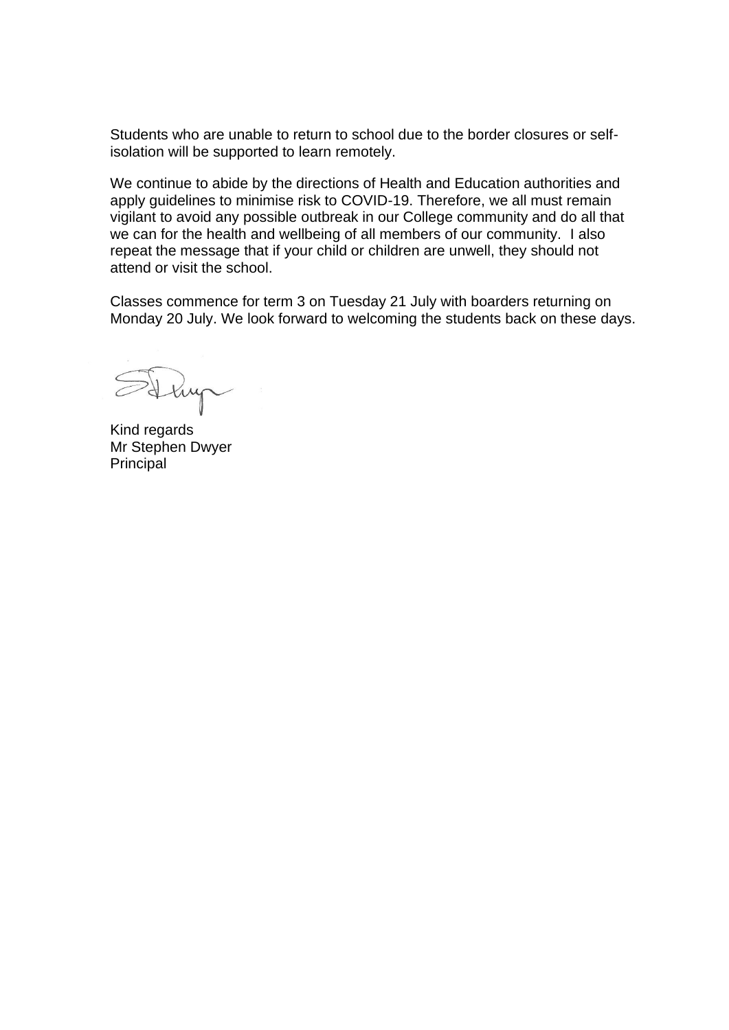Students who are unable to return to school due to the border closures or self-isolation will be supported to learn remotely.

We continue to abide by the directions of Health and Education authorities and apply guidelines to minimise risk to COVID-19. Therefore, we all must remain vigilant to avoid any possible outbreak in our College community and do all that we can for the health and wellbeing of all members of our community. I also repeat the message that if your child or children are unwell, they should not attend or visit the school.

Classes commence for term 3 on Tuesday 21 July with boarders returning on Monday 20 July. We look forward to welcoming the students back on these days.

Kind regards
Mr Stephen Dwyer
Principal